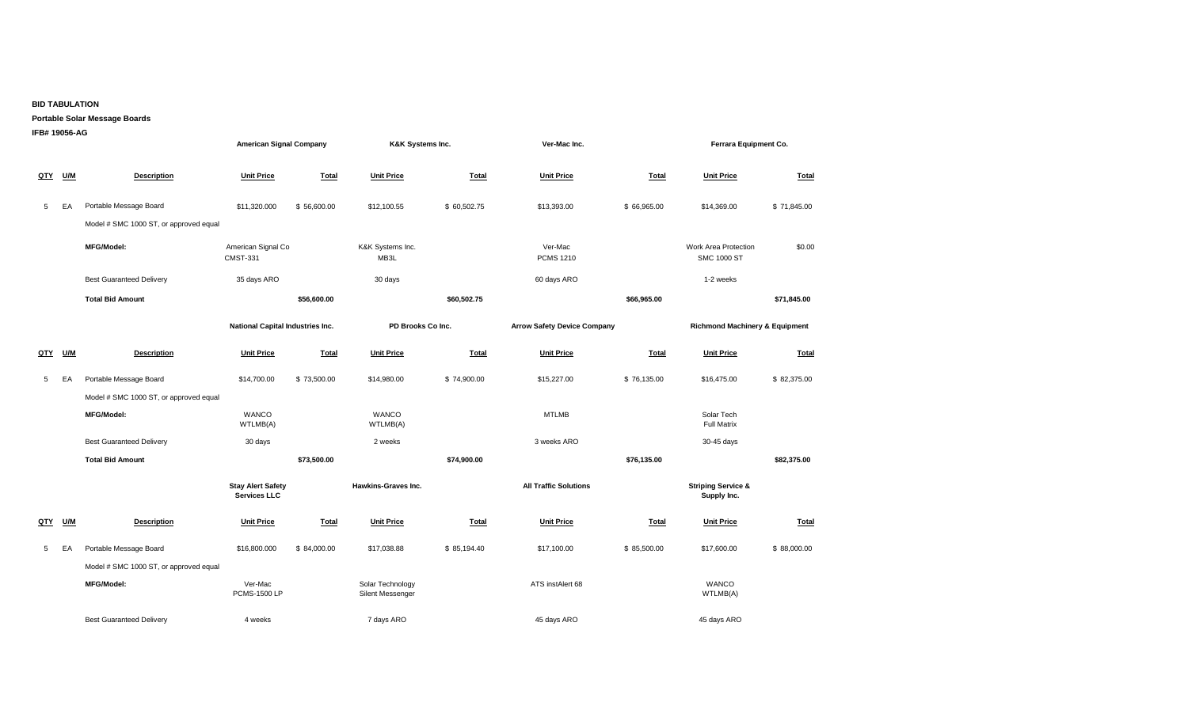**BID TABULATION**

**Portable Solar Message Boards**

**IFB# 19056-AG**

| QTY | U/M | Description | American Signal Company Unit Price | American Signal Company Total | K&K Systems Inc. Unit Price | K&K Systems Inc. Total | Ver-Mac Inc. Unit Price | Ver-Mac Inc. Total | Ferrara Equipment Co. Unit Price | Ferrara Equipment Co. Total |
|---|---|---|---|---|---|---|---|---|---|---|
| 5 | EA | Portable Message Board | $11,320.000 | $ 56,600.00 | $12,100.55 | $ 60,502.75 | $13,393.00 | $ 66,965.00 | $14,369.00 | $ 71,845.00 |
| | | Model # SMC 1000 ST, or approved equal | | | | | | | | |
| | | **MFG/Model:** | American Signal Co CMST-331 | | K&K Systems Inc. MB3L | | Ver-Mac PCMS 1210 | | Work Area Protection SMC 1000 ST | $0.00 |
| | | Best Guaranteed Delivery | 35 days ARO | | 30 days | | 60 days ARO | | 1-2 weeks | |
| | | **Total Bid Amount** | | **$56,600.00** | | **$60,502.75** | | **$66,965.00** | | **$71,845.00** |

| QTY | U/M | Description | National Capital Industries Inc. Unit Price | National Capital Industries Inc. Total | PD Brooks Co Inc. Unit Price | PD Brooks Co Inc. Total | Arrow Safety Device Company Unit Price | Arrow Safety Device Company Total | Richmond Machinery & Equipment Unit Price | Richmond Machinery & Equipment Total |
|---|---|---|---|---|---|---|---|---|---|---|
| 5 | EA | Portable Message Board | $14,700.00 | $ 73,500.00 | $14,980.00 | $ 74,900.00 | $15,227.00 | $ 76,135.00 | $16,475.00 | $ 82,375.00 |
| | | Model # SMC 1000 ST, or approved equal | | | | | | | | |
| | | **MFG/Model:** | WANCO WTLMB(A) | | WANCO WTLMB(A) | | MTLMB | | Solar Tech Full Matrix | |
| | | Best Guaranteed Delivery | 30 days | | 2 weeks | | 3 weeks ARO | | 30-45 days | |
| | | **Total Bid Amount** | | **$73,500.00** | | **$74,900.00** | | **$76,135.00** | | **$82,375.00** |

| QTY | U/M | Description | Stay Alert Safety Services LLC Unit Price | Stay Alert Safety Services LLC Total | Hawkins-Graves Inc. Unit Price | Hawkins-Graves Inc. Total | All Traffic Solutions Unit Price | All Traffic Solutions Total | Striping Service & Supply Inc. Unit Price | Striping Service & Supply Inc. Total |
|---|---|---|---|---|---|---|---|---|---|---|
| 5 | EA | Portable Message Board | $16,800.000 | $ 84,000.00 | $17,038.88 | $ 85,194.40 | $17,100.00 | $ 85,500.00 | $17,600.00 | $ 88,000.00 |
| | | Model # SMC 1000 ST, or approved equal | | | | | | | | |
| | | **MFG/Model:** | Ver-Mac PCMS-1500 LP | | Solar Technology Silent Messenger | | ATS instAlert 68 | | WANCO WTLMB(A) | |
| | | Best Guaranteed Delivery | 4 weeks | | 7 days ARO | | 45 days ARO | | 45 days ARO | |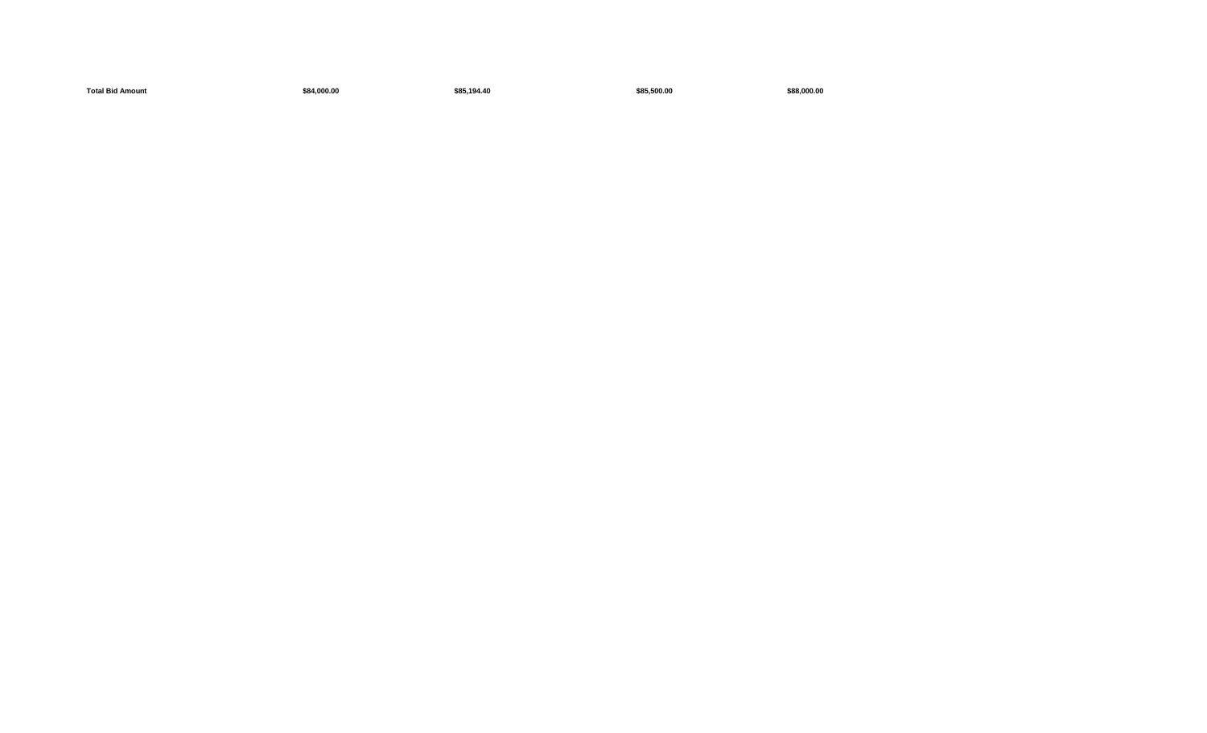| | | | | |
|---|---|---|---|---|
| **Total Bid Amount** | **$84,000.00** | **$85,194.40** | **$85,500.00** | **$88,000.00** |